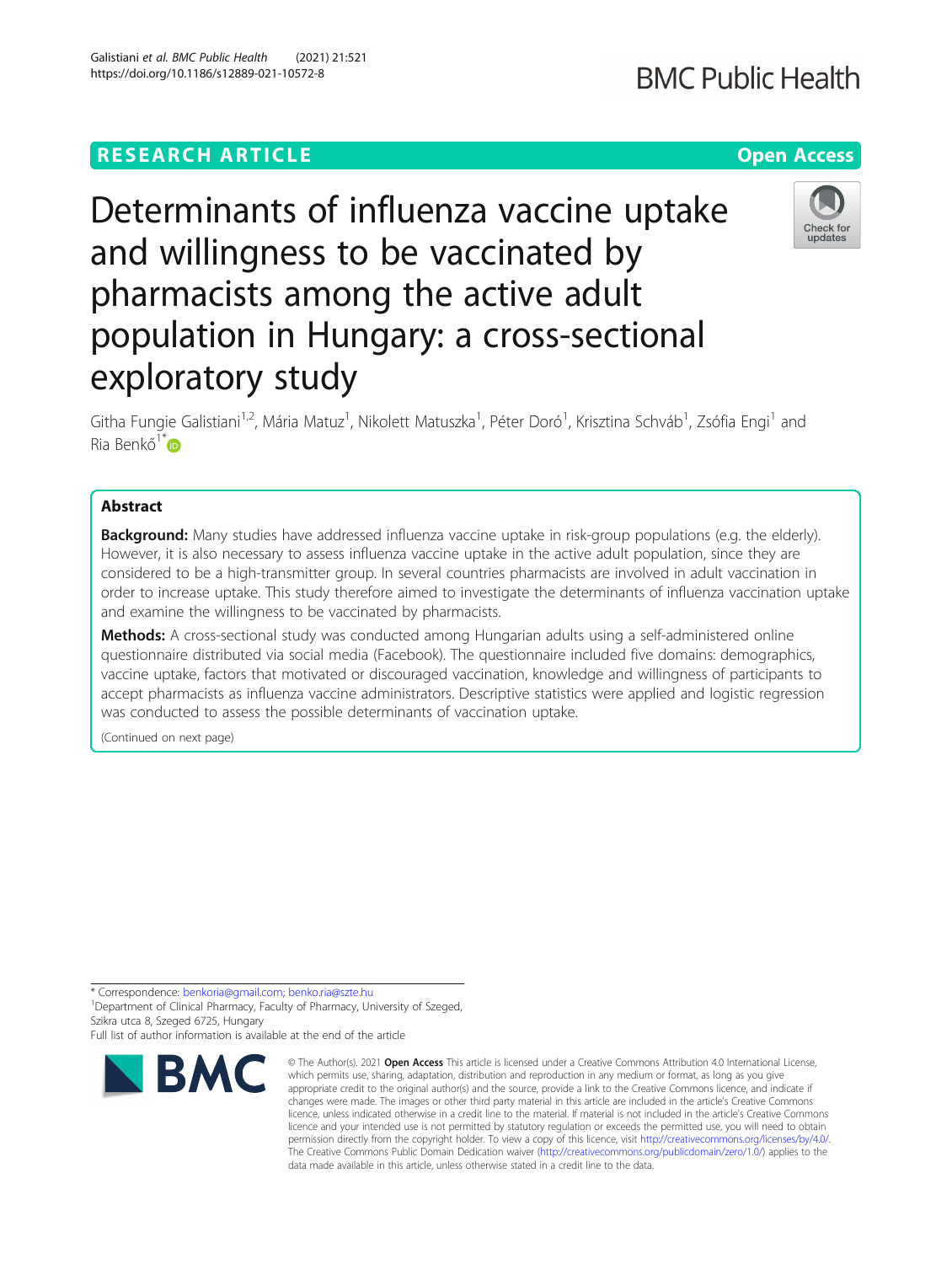# Determinants of influenza vaccine uptake and willingness to be vaccinated by pharmacists among the active adult population in Hungary: a cross-sectional exploratory study

Githa Fungie Galistiani[1,2], Mária Matuz[1], Nikolett Matuszka[1], Péter Doró[1], Krisztina Schváb[1], Zsófia Engi[1] and Ria Benkő[1*]

## Abstract

**Background:** Many studies have addressed influenza vaccine uptake in risk-group populations (e.g. the elderly). However, it is also necessary to assess influenza vaccine uptake in the active adult population, since they are considered to be a high-transmitter group. In several countries pharmacists are involved in adult vaccination in order to increase uptake. This study therefore aimed to investigate the determinants of influenza vaccination uptake and examine the willingness to be vaccinated by pharmacists.

**Methods:** A cross-sectional study was conducted among Hungarian adults using a self-administered online questionnaire distributed via social media (Facebook). The questionnaire included five domains: demographics, vaccine uptake, factors that motivated or discouraged vaccination, knowledge and willingness of participants to accept pharmacists as influenza vaccine administrators. Descriptive statistics were applied and logistic regression was conducted to assess the possible determinants of vaccination uptake.

(Continued on next page)

\* Correspondence: benkoria@gmail.com; benko.ria@szte.hu
[1]Department of Clinical Pharmacy, Faculty of Pharmacy, University of Szeged, Szikra utca 8, Szeged 6725, Hungary
Full list of author information is available at the end of the article

© The Author(s). 2021 **Open Access** This article is licensed under a Creative Commons Attribution 4.0 International License, which permits use, sharing, adaptation, distribution and reproduction in any medium or format, as long as you give appropriate credit to the original author(s) and the source, provide a link to the Creative Commons licence, and indicate if changes were made. The images or other third party material in this article are included in the article's Creative Commons licence, unless indicated otherwise in a credit line to the material. If material is not included in the article's Creative Commons licence and your intended use is not permitted by statutory regulation or exceeds the permitted use, you will need to obtain permission directly from the copyright holder. To view a copy of this licence, visit http://creativecommons.org/licenses/by/4.0/. The Creative Commons Public Domain Dedication waiver (http://creativecommons.org/publicdomain/zero/1.0/) applies to the data made available in this article, unless otherwise stated in a credit line to the data.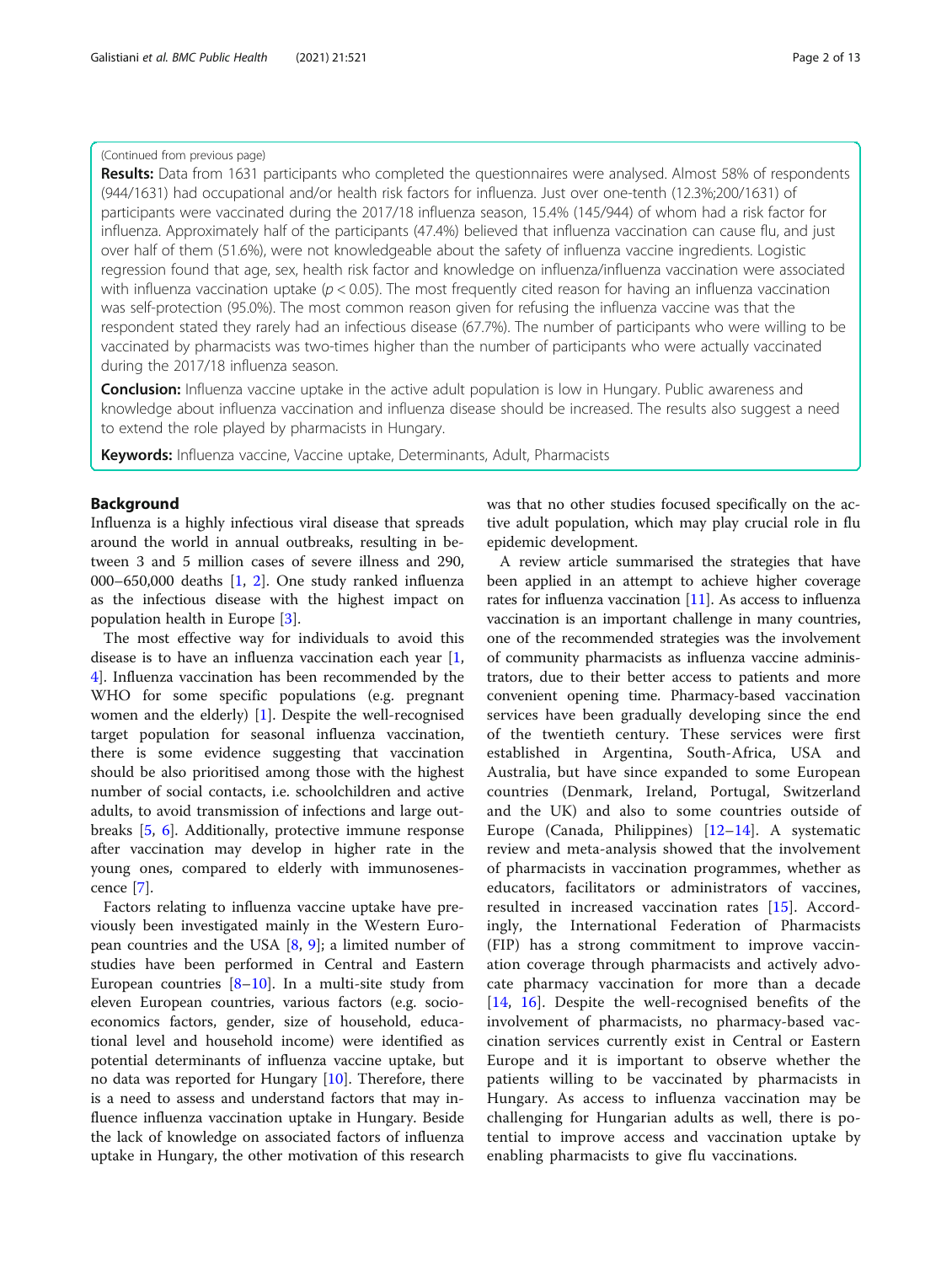(Continued from previous page)

**Results:** Data from 1631 participants who completed the questionnaires were analysed. Almost 58% of respondents (944/1631) had occupational and/or health risk factors for influenza. Just over one-tenth (12.3%;200/1631) of participants were vaccinated during the 2017/18 influenza season, 15.4% (145/944) of whom had a risk factor for influenza. Approximately half of the participants (47.4%) believed that influenza vaccination can cause flu, and just over half of them (51.6%), were not knowledgeable about the safety of influenza vaccine ingredients. Logistic regression found that age, sex, health risk factor and knowledge on influenza/influenza vaccination were associated with influenza vaccination uptake ($p < 0.05$). The most frequently cited reason for having an influenza vaccination was self-protection (95.0%). The most common reason given for refusing the influenza vaccine was that the respondent stated they rarely had an infectious disease (67.7%). The number of participants who were willing to be vaccinated by pharmacists was two-times higher than the number of participants who were actually vaccinated during the 2017/18 influenza season.

**Conclusion:** Influenza vaccine uptake in the active adult population is low in Hungary. Public awareness and knowledge about influenza vaccination and influenza disease should be increased. The results also suggest a need to extend the role played by pharmacists in Hungary.

**Keywords:** Influenza vaccine, Vaccine uptake, Determinants, Adult, Pharmacists

## Background

Influenza is a highly infectious viral disease that spreads around the world in annual outbreaks, resulting in between 3 and 5 million cases of severe illness and 290,000–650,000 deaths [1, 2]. One study ranked influenza as the infectious disease with the highest impact on population health in Europe [3].

The most effective way for individuals to avoid this disease is to have an influenza vaccination each year [1, 4]. Influenza vaccination has been recommended by the WHO for some specific populations (e.g. pregnant women and the elderly) [1]. Despite the well-recognised target population for seasonal influenza vaccination, there is some evidence suggesting that vaccination should be also prioritised among those with the highest number of social contacts, i.e. schoolchildren and active adults, to avoid transmission of infections and large outbreaks [5, 6]. Additionally, protective immune response after vaccination may develop in higher rate in the young ones, compared to elderly with immunosenescence [7].

Factors relating to influenza vaccine uptake have previously been investigated mainly in the Western European countries and the USA [8, 9]; a limited number of studies have been performed in Central and Eastern European countries [8–10]. In a multi-site study from eleven European countries, various factors (e.g. socioeconomics factors, gender, size of household, educational level and household income) were identified as potential determinants of influenza vaccine uptake, but no data was reported for Hungary [10]. Therefore, there is a need to assess and understand factors that may influence influenza vaccination uptake in Hungary. Beside the lack of knowledge on associated factors of influenza uptake in Hungary, the other motivation of this research was that no other studies focused specifically on the active adult population, which may play crucial role in flu epidemic development.

A review article summarised the strategies that have been applied in an attempt to achieve higher coverage rates for influenza vaccination [11]. As access to influenza vaccination is an important challenge in many countries, one of the recommended strategies was the involvement of community pharmacists as influenza vaccine administrators, due to their better access to patients and more convenient opening time. Pharmacy-based vaccination services have been gradually developing since the end of the twentieth century. These services were first established in Argentina, South-Africa, USA and Australia, but have since expanded to some European countries (Denmark, Ireland, Portugal, Switzerland and the UK) and also to some countries outside of Europe (Canada, Philippines) [12–14]. A systematic review and meta-analysis showed that the involvement of pharmacists in vaccination programmes, whether as educators, facilitators or administrators of vaccines, resulted in increased vaccination rates [15]. Accordingly, the International Federation of Pharmacists (FIP) has a strong commitment to improve vaccination coverage through pharmacists and actively advocate pharmacy vaccination for more than a decade [14, 16]. Despite the well-recognised benefits of the involvement of pharmacists, no pharmacy-based vaccination services currently exist in Central or Eastern Europe and it is important to observe whether the patients willing to be vaccinated by pharmacists in Hungary. As access to influenza vaccination may be challenging for Hungarian adults as well, there is potential to improve access and vaccination uptake by enabling pharmacists to give flu vaccinations.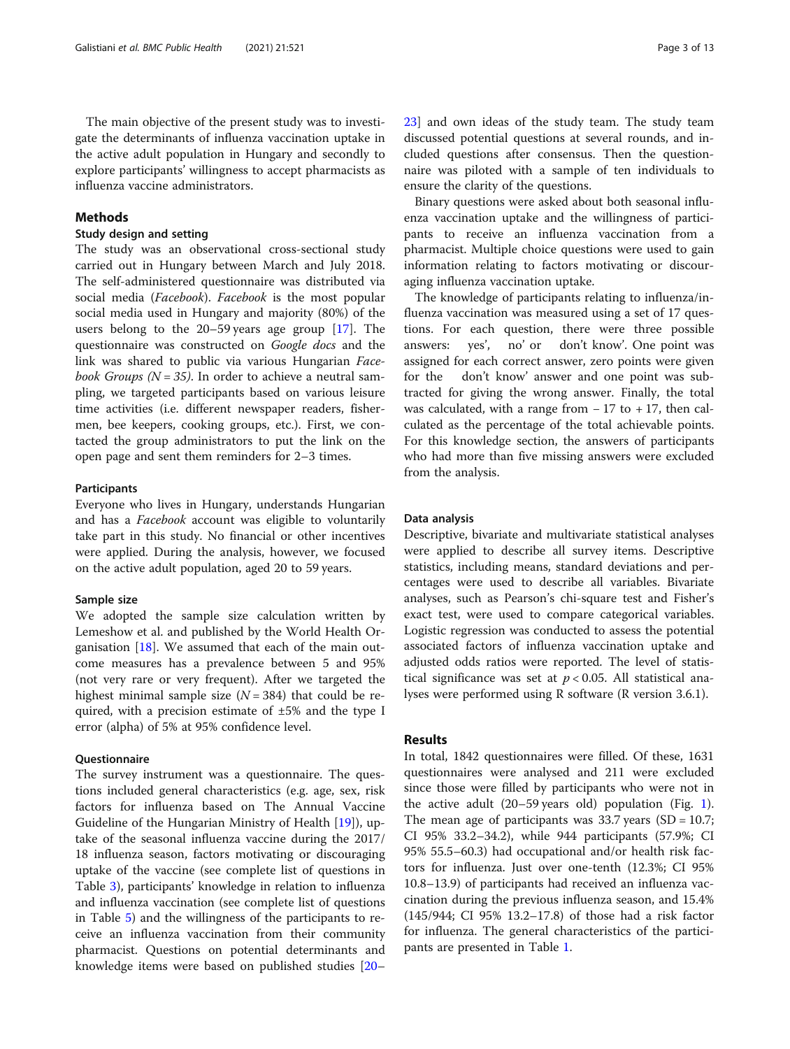The main objective of the present study was to investigate the determinants of influenza vaccination uptake in the active adult population in Hungary and secondly to explore participants' willingness to accept pharmacists as influenza vaccine administrators.

## Methods

### Study design and setting

The study was an observational cross-sectional study carried out in Hungary between March and July 2018. The self-administered questionnaire was distributed via social media (*Facebook*). *Facebook* is the most popular social media used in Hungary and majority (80%) of the users belong to the 20–59 years age group [17]. The questionnaire was constructed on *Google docs* and the link was shared to public via various Hungarian *Facebook Groups (N = 35)*. In order to achieve a neutral sampling, we targeted participants based on various leisure time activities (i.e. different newspaper readers, fishermen, bee keepers, cooking groups, etc.). First, we contacted the group administrators to put the link on the open page and sent them reminders for 2–3 times.

### Participants

Everyone who lives in Hungary, understands Hungarian and has a *Facebook* account was eligible to voluntarily take part in this study. No financial or other incentives were applied. During the analysis, however, we focused on the active adult population, aged 20 to 59 years.

### Sample size

We adopted the sample size calculation written by Lemeshow et al. and published by the World Health Organisation [18]. We assumed that each of the main outcome measures has a prevalence between 5 and 95% (not very rare or very frequent). After we targeted the highest minimal sample size ($N = 384$) that could be required, with a precision estimate of ±5% and the type I error (alpha) of 5% at 95% confidence level.

### Questionnaire

The survey instrument was a questionnaire. The questions included general characteristics (e.g. age, sex, risk factors for influenza based on The Annual Vaccine Guideline of the Hungarian Ministry of Health [19]), uptake of the seasonal influenza vaccine during the 2017/18 influenza season, factors motivating or discouraging uptake of the vaccine (see complete list of questions in Table 3), participants' knowledge in relation to influenza and influenza vaccination (see complete list of questions in Table 5) and the willingness of the participants to receive an influenza vaccination from their community pharmacist. Questions on potential determinants and knowledge items were based on published studies [20–23] and own ideas of the study team. The study team discussed potential questions at several rounds, and included questions after consensus. Then the questionnaire was piloted with a sample of ten individuals to ensure the clarity of the questions.

Binary questions were asked about both seasonal influenza vaccination uptake and the willingness of participants to receive an influenza vaccination from a pharmacist. Multiple choice questions were used to gain information relating to factors motivating or discouraging influenza vaccination uptake.

The knowledge of participants relating to influenza/influenza vaccination was measured using a set of 17 questions. For each question, there were three possible answers: 'yes', 'no' or 'don't know'. One point was assigned for each correct answer, zero points were given for the 'don't know' answer and one point was subtracted for giving the wrong answer. Finally, the total was calculated, with a range from − 17 to + 17, then calculated as the percentage of the total achievable points. For this knowledge section, the answers of participants who had more than five missing answers were excluded from the analysis.

### Data analysis

Descriptive, bivariate and multivariate statistical analyses were applied to describe all survey items. Descriptive statistics, including means, standard deviations and percentages were used to describe all variables. Bivariate analyses, such as Pearson's chi-square test and Fisher's exact test, were used to compare categorical variables. Logistic regression was conducted to assess the potential associated factors of influenza vaccination uptake and adjusted odds ratios were reported. The level of statistical significance was set at $p < 0.05$. All statistical analyses were performed using R software (R version 3.6.1).

## Results

In total, 1842 questionnaires were filled. Of these, 1631 questionnaires were analysed and 211 were excluded since those were filled by participants who were not in the active adult (20–59 years old) population (Fig. 1). The mean age of participants was 33.7 years (SD = 10.7; CI 95% 33.2–34.2), while 944 participants (57.9%; CI 95% 55.5–60.3) had occupational and/or health risk factors for influenza. Just over one-tenth (12.3%; CI 95% 10.8–13.9) of participants had received an influenza vaccination during the previous influenza season, and 15.4% (145/944; CI 95% 13.2–17.8) of those had a risk factor for influenza. The general characteristics of the participants are presented in Table 1.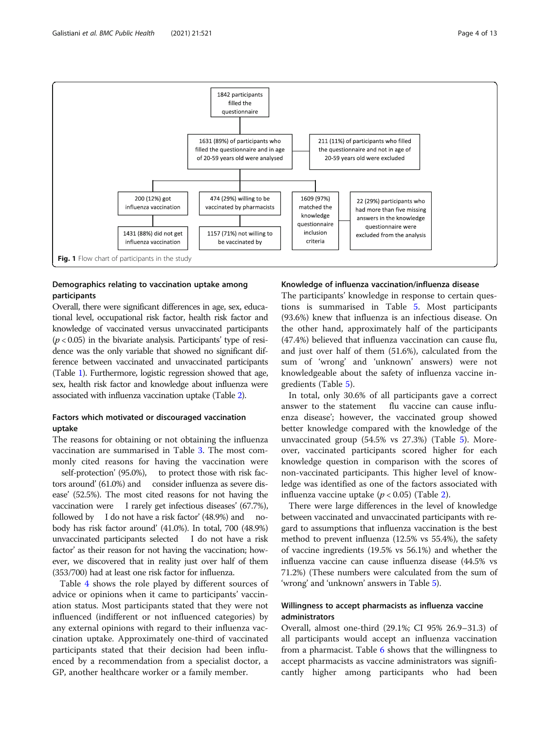1842 participants filled the questionnaire

1631 (89%) of participants who filled the questionnaire and in age of 20-59 years old were analysed

211 (11%) of participants who filled the questionnaire and not in age of 20-59 years old were excluded

200 (12%) got influenza vaccination

1431 (88%) did not get influenza vaccination

474 (29%) willing to be vaccinated by pharmacists

1157 (71%) not willing to be vaccinated by

1609 (97%) matched the knowledge questionnaire inclusion criteria

22 (29%) participants who had more than five missing answers in the knowledge questionnaire were excluded from the analysis

**Fig. 1** Flow chart of participants in the study

### Demographics relating to vaccination uptake among participants

Overall, there were significant differences in age, sex, educational level, occupational risk factor, health risk factor and knowledge of vaccinated versus unvaccinated participants ($p < 0.05$) in the bivariate analysis. Participants' type of residence was the only variable that showed no significant difference between vaccinated and unvaccinated participants (Table 1). Furthermore, logistic regression showed that age, sex, health risk factor and knowledge about influenza were associated with influenza vaccination uptake (Table 2).

### Factors which motivated or discouraged vaccination uptake

The reasons for obtaining or not obtaining the influenza vaccination are summarised in Table 3. The most commonly cited reasons for having the vaccination were 'self-protection' (95.0%), 'to protect those with risk factors around' (61.0%) and 'consider influenza as severe disease' (52.5%). The most cited reasons for not having the vaccination were 'I rarely get infectious diseases' (67.7%), followed by 'I do not have a risk factor' (48.9%) and 'nobody has risk factor around' (41.0%). In total, 700 (48.9%) unvaccinated participants selected 'I do not have a risk factor' as their reason for not having the vaccination; however, we discovered that in reality just over half of them (353/700) had at least one risk factor for influenza.

Table 4 shows the role played by different sources of advice or opinions when it came to participants' vaccination status. Most participants stated that they were not influenced (indifferent or not influenced categories) by any external opinions with regard to their influenza vaccination uptake. Approximately one-third of vaccinated participants stated that their decision had been influenced by a recommendation from a specialist doctor, a GP, another healthcare worker or a family member.

### Knowledge of influenza vaccination/influenza disease

The participants' knowledge in response to certain questions is summarised in Table 5. Most participants (93.6%) knew that influenza is an infectious disease. On the other hand, approximately half of the participants (47.4%) believed that influenza vaccination can cause flu, and just over half of them (51.6%), calculated from the sum of 'wrong' and 'unknown' answers) were not knowledgeable about the safety of influenza vaccine ingredients (Table 5).

In total, only 30.6% of all participants gave a correct answer to the statement 'flu vaccine can cause influenza disease'; however, the vaccinated group showed better knowledge compared with the knowledge of the unvaccinated group (54.5% vs 27.3%) (Table 5). Moreover, vaccinated participants scored higher for each knowledge question in comparison with the scores of non-vaccinated participants. This higher level of knowledge was identified as one of the factors associated with influenza vaccine uptake ($p < 0.05$) (Table 2).

There were large differences in the level of knowledge between vaccinated and unvaccinated participants with regard to assumptions that influenza vaccination is the best method to prevent influenza (12.5% vs 55.4%), the safety of vaccine ingredients (19.5% vs 56.1%) and whether the influenza vaccine can cause influenza disease (44.5% vs 71.2%) (These numbers were calculated from the sum of 'wrong' and 'unknown' answers in Table 5).

### Willingness to accept pharmacists as influenza vaccine administrators

Overall, almost one-third (29.1%; CI 95% 26.9–31.3) of all participants would accept an influenza vaccination from a pharmacist. Table 6 shows that the willingness to accept pharmacists as vaccine administrators was significantly higher among participants who had been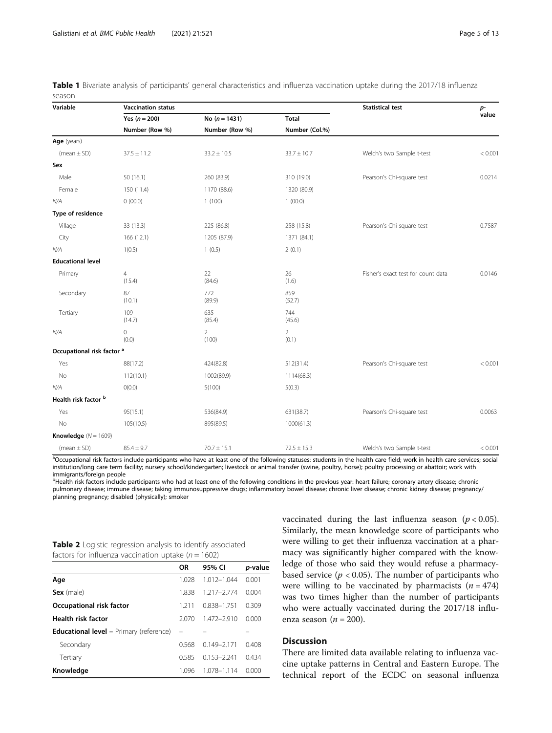**Table 1** Bivariate analysis of participants' general characteristics and influenza vaccination uptake during the 2017/18 influenza season

| Variable | Vaccination status | | | Statistical test | p-value |
|---|---|---|---|---|---|
| | Yes ($n = 200$) | No ($n = 1431$) | Total | | |
| | Number (Row %) | Number (Row %) | Number (Col.%) | | |
| **Age** (years) | | | | | |
| (mean ± SD) | 37.5 ± 11.2 | 33.2 ± 10.5 | 33.7 ± 10.7 | Welch's two Sample t-test | < 0.001 |
| **Sex** | | | | | |
| Male | 50 (16.1) | 260 (83.9) | 310 (19.0) | Pearson's Chi-square test | 0.0214 |
| Female | 150 (11.4) | 1170 (88.6) | 1320 (80.9) | | |
| *N/A* | 0 (00.0) | 1 (100) | 1 (00.0) | | |
| **Type of residence** | | | | | |
| Village | 33 (13.3) | 225 (86.8) | 258 (15.8) | Pearson's Chi-square test | 0.7587 |
| City | 166 (12.1) | 1205 (87.9) | 1371 (84.1) | | |
| *N/A* | 1(0.5) | 1 (0.5) | 2 (0.1) | | |
| **Educational level** | | | | | |
| Primary | 4 (15.4) | 22 (84.6) | 26 (1.6) | Fisher's exact test for count data | 0.0146 |
| Secondary | 87 (10.1) | 772 (89.9) | 859 (52.7) | | |
| Tertiary | 109 (14.7) | 635 (85.4) | 744 (45.6) | | |
| *N/A* | 0 (0.0) | 2 (100) | 2 (0.1) | | |
| **Occupational risk factor** [a] | | | | | |
| Yes | 88(17.2) | 424(82.8) | 512(31.4) | Pearson's Chi-square test | < 0.001 |
| No | 112(10.1) | 1002(89.9) | 1114(68.3) | | |
| *N/A* | 0(0.0) | 5(100) | 5(0.3) | | |
| **Health risk factor** [b] | | | | | |
| Yes | 95(15.1) | 536(84.9) | 631(38.7) | Pearson's Chi-square test | 0.0063 |
| No | 105(10.5) | 895(89.5) | 1000(61.3) | | |
| **Knowledge** ($N = 1609$) | | | | | |
| (mean ± SD) | 85.4 ± 9.7 | 70.7 ± 15.1 | 72.5 ± 15.3 | Welch's two Sample t-test | < 0.001 |

[a]Occupational risk factors include participants who have at least one of the following statuses: students in the health care field; work in health care services; social institution/long care term facility; nursery school/kindergarten; livestock or animal transfer (swine, poultry, horse); poultry processing or abattoir; work with immigrants/foreign people

[b]Health risk factors include participants who had at least one of the following conditions in the previous year: heart failure; coronary artery disease; chronic pulmonary disease; immune disease; taking immunosuppressive drugs; inflammatory bowel disease; chronic liver disease; chronic kidney disease; pregnancy/planning pregnancy; disabled (physically); smoker

**Table 2** Logistic regression analysis to identify associated factors for influenza vaccination uptake ($n = 1602$)

| | OR | 95% CI | p-value |
|---|---|---|---|
| **Age** | 1.028 | 1.012–1.044 | 0.001 |
| **Sex** (male) | 1.838 | 1.217–2.774 | 0.004 |
| **Occupational risk factor** | 1.211 | 0.838–1.751 | 0.309 |
| **Health risk factor** | 2.070 | 1.472–2.910 | 0.000 |
| **Educational level –** Primary (reference) | – | – | – |
| Secondary | 0.568 | 0.149–2.171 | 0.408 |
| Tertiary | 0.585 | 0.153–2.241 | 0.434 |
| **Knowledge** | 1.096 | 1.078–1.114 | 0.000 |

vaccinated during the last influenza season ($p < 0.05$). Similarly, the mean knowledge score of participants who were willing to get their influenza vaccination at a pharmacy was significantly higher compared with the knowledge of those who said they would refuse a pharmacy-based service ($p < 0.05$). The number of participants who were willing to be vaccinated by pharmacists ($n = 474$) was two times higher than the number of participants who were actually vaccinated during the 2017/18 influenza season ($n = 200$).

## Discussion

There are limited data available relating to influenza vaccine uptake patterns in Central and Eastern Europe. The technical report of the ECDC on seasonal influenza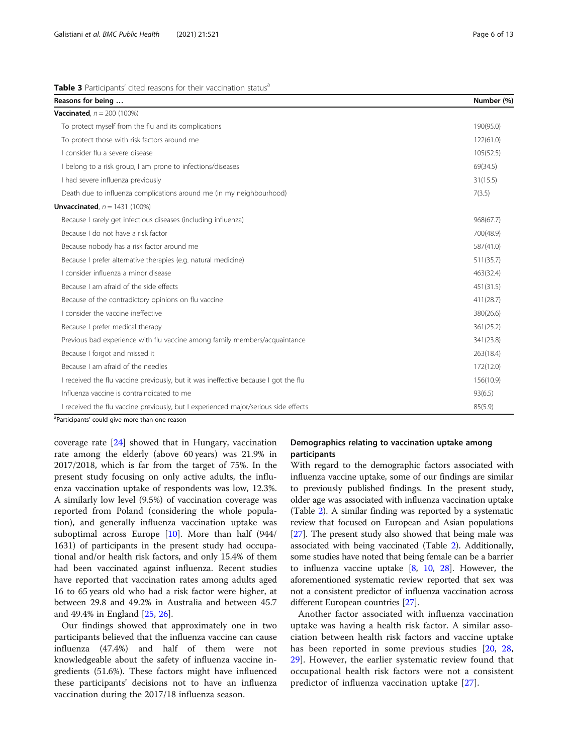**Table 3** Participants' cited reasons for their vaccination status[a]

| Reasons for being … | Number (%) |
| --- | --- |
| **Vaccinated**, $n = 200$ (100%) | |
| To protect myself from the flu and its complications | 190(95.0) |
| To protect those with risk factors around me | 122(61.0) |
| I consider flu a severe disease | 105(52.5) |
| I belong to a risk group, I am prone to infections/diseases | 69(34.5) |
| I had severe influenza previously | 31(15.5) |
| Death due to influenza complications around me (in my neighbourhood) | 7(3.5) |
| **Unvaccinated**, $n = 1431$ (100%) | |
| Because I rarely get infectious diseases (including influenza) | 968(67.7) |
| Because I do not have a risk factor | 700(48.9) |
| Because nobody has a risk factor around me | 587(41.0) |
| Because I prefer alternative therapies (e.g. natural medicine) | 511(35.7) |
| I consider influenza a minor disease | 463(32.4) |
| Because I am afraid of the side effects | 451(31.5) |
| Because of the contradictory opinions on flu vaccine | 411(28.7) |
| I consider the vaccine ineffective | 380(26.6) |
| Because I prefer medical therapy | 361(25.2) |
| Previous bad experience with flu vaccine among family members/acquaintance | 341(23.8) |
| Because I forgot and missed it | 263(18.4) |
| Because I am afraid of the needles | 172(12.0) |
| I received the flu vaccine previously, but it was ineffective because I got the flu | 156(10.9) |
| Influenza vaccine is contraindicated to me | 93(6.5) |
| I received the flu vaccine previously, but I experienced major/serious side effects | 85(5.9) |

[a]Participants' could give more than one reason

coverage rate [24] showed that in Hungary, vaccination rate among the elderly (above 60 years) was 21.9% in 2017/2018, which is far from the target of 75%. In the present study focusing on only active adults, the influenza vaccination uptake of respondents was low, 12.3%. A similarly low level (9.5%) of vaccination coverage was reported from Poland (considering the whole population), and generally influenza vaccination uptake was suboptimal across Europe [10]. More than half (944/1631) of participants in the present study had occupational and/or health risk factors, and only 15.4% of them had been vaccinated against influenza. Recent studies have reported that vaccination rates among adults aged 16 to 65 years old who had a risk factor were higher, at between 29.8 and 49.2% in Australia and between 45.7 and 49.4% in England [25, 26].

Our findings showed that approximately one in two participants believed that the influenza vaccine can cause influenza (47.4%) and half of them were not knowledgeable about the safety of influenza vaccine ingredients (51.6%). These factors might have influenced these participants' decisions not to have an influenza vaccination during the 2017/18 influenza season.

### Demographics relating to vaccination uptake among participants

With regard to the demographic factors associated with influenza vaccine uptake, some of our findings are similar to previously published findings. In the present study, older age was associated with influenza vaccination uptake (Table 2). A similar finding was reported by a systematic review that focused on European and Asian populations [27]. The present study also showed that being male was associated with being vaccinated (Table 2). Additionally, some studies have noted that being female can be a barrier to influenza vaccine uptake [8, 10, 28]. However, the aforementioned systematic review reported that sex was not a consistent predictor of influenza vaccination across different European countries [27].

Another factor associated with influenza vaccination uptake was having a health risk factor. A similar association between health risk factors and vaccine uptake has been reported in some previous studies [20, 28, 29]. However, the earlier systematic review found that occupational health risk factors were not a consistent predictor of influenza vaccination uptake [27].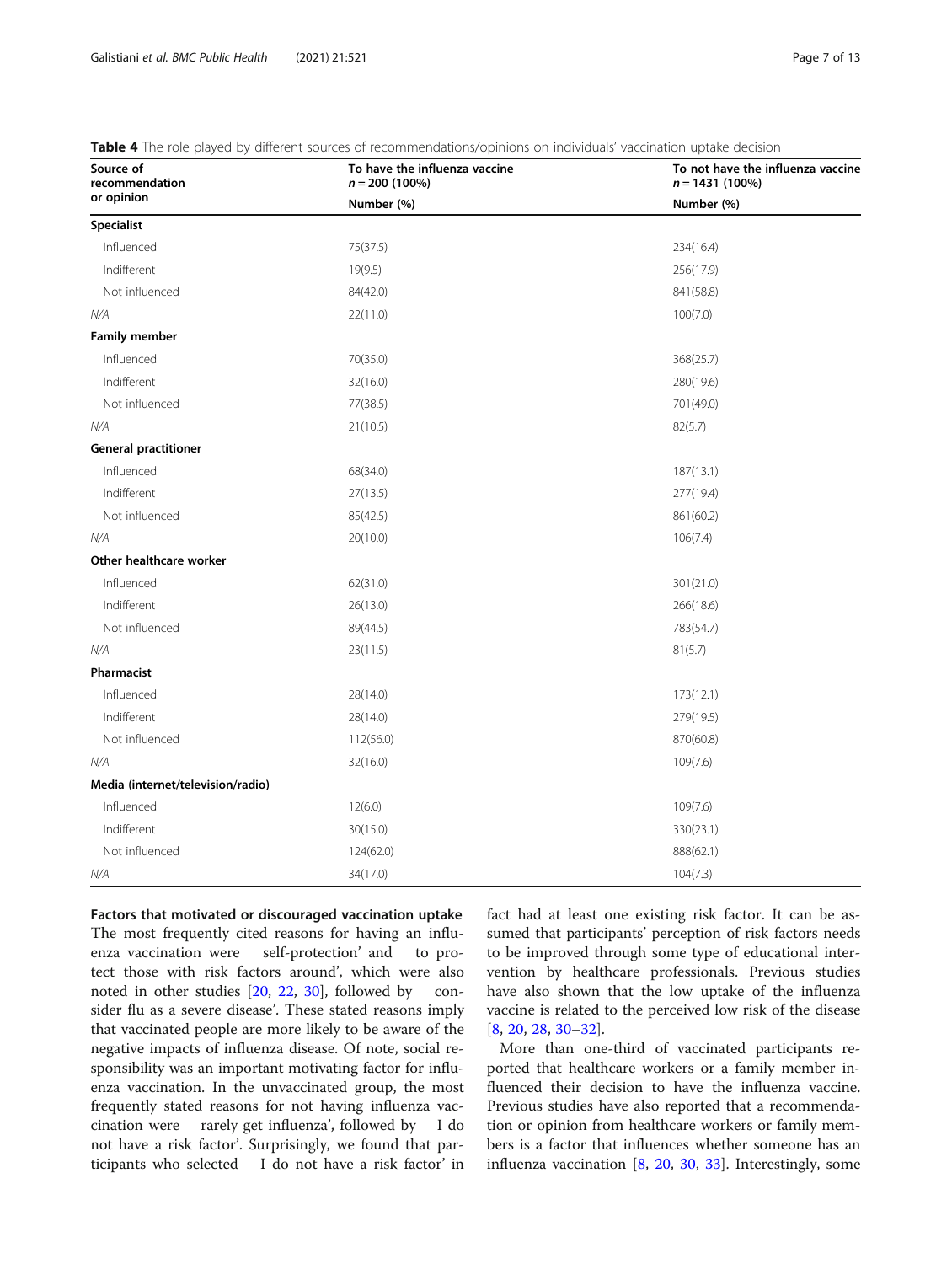**Table 4** The role played by different sources of recommendations/opinions on individuals' vaccination uptake decision

| Source of recommendation or opinion | To have the influenza vaccine $n = 200$ (100%) | To not have the influenza vaccine $n = 1431$ (100%) |
|---|---|---|
| | Number (%) | Number (%) |
| **Specialist** | | |
| Influenced | 75(37.5) | 234(16.4) |
| Indifferent | 19(9.5) | 256(17.9) |
| Not influenced | 84(42.0) | 841(58.8) |
| *N/A* | 22(11.0) | 100(7.0) |
| **Family member** | | |
| Influenced | 70(35.0) | 368(25.7) |
| Indifferent | 32(16.0) | 280(19.6) |
| Not influenced | 77(38.5) | 701(49.0) |
| *N/A* | 21(10.5) | 82(5.7) |
| **General practitioner** | | |
| Influenced | 68(34.0) | 187(13.1) |
| Indifferent | 27(13.5) | 277(19.4) |
| Not influenced | 85(42.5) | 861(60.2) |
| *N/A* | 20(10.0) | 106(7.4) |
| **Other healthcare worker** | | |
| Influenced | 62(31.0) | 301(21.0) |
| Indifferent | 26(13.0) | 266(18.6) |
| Not influenced | 89(44.5) | 783(54.7) |
| *N/A* | 23(11.5) | 81(5.7) |
| **Pharmacist** | | |
| Influenced | 28(14.0) | 173(12.1) |
| Indifferent | 28(14.0) | 279(19.5) |
| Not influenced | 112(56.0) | 870(60.8) |
| *N/A* | 32(16.0) | 109(7.6) |
| **Media (internet/television/radio)** | | |
| Influenced | 12(6.0) | 109(7.6) |
| Indifferent | 30(15.0) | 330(23.1) |
| Not influenced | 124(62.0) | 888(62.1) |
| *N/A* | 34(17.0) | 104(7.3) |

**Factors that motivated or discouraged vaccination uptake**

The most frequently cited reasons for having an influenza vaccination were 'self-protection' and 'to protect those with risk factors around', which were also noted in other studies [20, 22, 30], followed by 'consider flu as a severe disease'. These stated reasons imply that vaccinated people are more likely to be aware of the negative impacts of influenza disease. Of note, social responsibility was an important motivating factor for influenza vaccination. In the unvaccinated group, the most frequently stated reasons for not having influenza vaccination were 'I rarely get influenza', followed by 'I do not have a risk factor'. Surprisingly, we found that participants who selected 'I do not have a risk factor' in fact had at least one existing risk factor. It can be assumed that participants' perception of risk factors needs to be improved through some type of educational intervention by healthcare professionals. Previous studies have also shown that the low uptake of the influenza vaccine is related to the perceived low risk of the disease [8, 20, 28, 30–32].

More than one-third of vaccinated participants reported that healthcare workers or a family member influenced their decision to have the influenza vaccine. Previous studies have also reported that a recommendation or opinion from healthcare workers or family members is a factor that influences whether someone has an influenza vaccination [8, 20, 30, 33]. Interestingly, some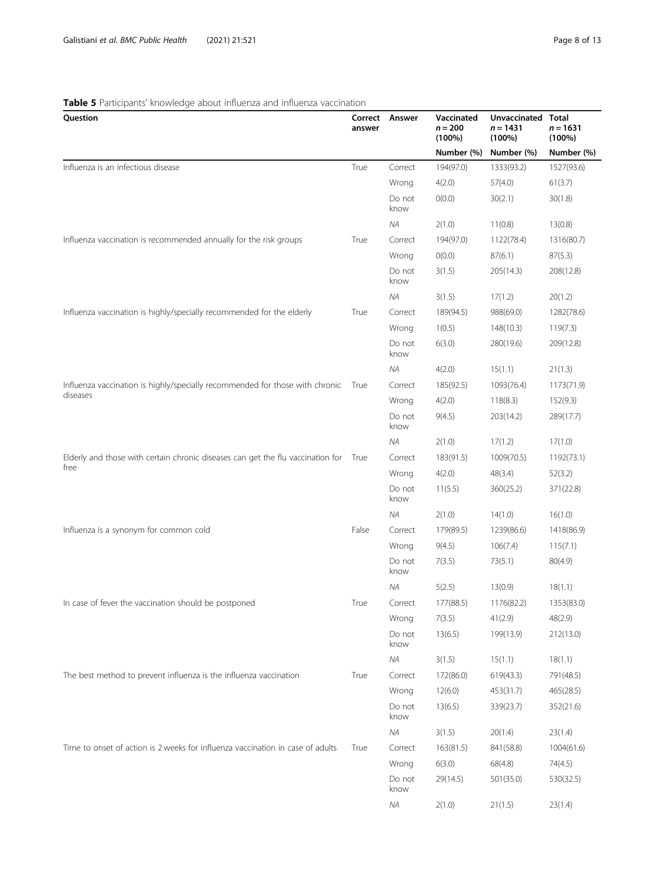**Table 5** Participants' knowledge about influenza and influenza vaccination

| Question | Correct answer | Answer | Vaccinated n = 200 (100%) | Unvaccinated n = 1431 (100%) | Total n = 1631 (100%) |
|---|---|---|---|---|---|
| | | | Number (%) | Number (%) | Number (%) |
| Influenza is an infectious disease | True | Correct | 194(97.0) | 1333(93.2) | 1527(93.6) |
| | | Wrong | 4(2.0) | 57(4.0) | 61(3.7) |
| | | Do not know | 0(0.0) | 30(2.1) | 30(1.8) |
| | | NA | 2(1.0) | 11(0.8) | 13(0.8) |
| Influenza vaccination is recommended annually for the risk groups | True | Correct | 194(97.0) | 1122(78.4) | 1316(80.7) |
| | | Wrong | 0(0.0) | 87(6.1) | 87(5.3) |
| | | Do not know | 3(1.5) | 205(14.3) | 208(12.8) |
| | | NA | 3(1.5) | 17(1.2) | 20(1.2) |
| Influenza vaccination is highly/specially recommended for the elderly | True | Correct | 189(94.5) | 988(69.0) | 1282(78.6) |
| | | Wrong | 1(0.5) | 148(10.3) | 119(7.3) |
| | | Do not know | 6(3.0) | 280(19.6) | 209(12.8) |
| | | NA | 4(2.0) | 15(1.1) | 21(1.3) |
| Influenza vaccination is highly/specially recommended for those with chronic diseases | True | Correct | 185(92.5) | 1093(76.4) | 1173(71.9) |
| | | Wrong | 4(2.0) | 118(8.3) | 152(9.3) |
| | | Do not know | 9(4.5) | 203(14.2) | 289(17.7) |
| | | NA | 2(1.0) | 17(1.2) | 17(1.0) |
| Elderly and those with certain chronic diseases can get the flu vaccination for free | True | Correct | 183(91.5) | 1009(70.5) | 1192(73.1) |
| | | Wrong | 4(2.0) | 48(3.4) | 52(3.2) |
| | | Do not know | 11(5.5) | 360(25.2) | 371(22.8) |
| | | NA | 2(1.0) | 14(1.0) | 16(1.0) |
| Influenza is a synonym for common cold | False | Correct | 179(89.5) | 1239(86.6) | 1418(86.9) |
| | | Wrong | 9(4.5) | 106(7.4) | 115(7.1) |
| | | Do not know | 7(3.5) | 73(5.1) | 80(4.9) |
| | | NA | 5(2.5) | 13(0.9) | 18(1.1) |
| In case of fever the vaccination should be postponed | True | Correct | 177(88.5) | 1176(82.2) | 1353(83.0) |
| | | Wrong | 7(3.5) | 41(2.9) | 48(2.9) |
| | | Do not know | 13(6.5) | 199(13.9) | 212(13.0) |
| | | NA | 3(1.5) | 15(1.1) | 18(1.1) |
| The best method to prevent influenza is the influenza vaccination | True | Correct | 172(86.0) | 619(43.3) | 791(48.5) |
| | | Wrong | 12(6.0) | 453(31.7) | 465(28.5) |
| | | Do not know | 13(6.5) | 339(23.7) | 352(21.6) |
| | | NA | 3(1.5) | 20(1.4) | 23(1.4) |
| Time to onset of action is 2 weeks for influenza vaccination in case of adults | True | Correct | 163(81.5) | 841(58.8) | 1004(61.6) |
| | | Wrong | 6(3.0) | 68(4.8) | 74(4.5) |
| | | Do not know | 29(14.5) | 501(35.0) | 530(32.5) |
| | | NA | 2(1.0) | 21(1.5) | 23(1.4) |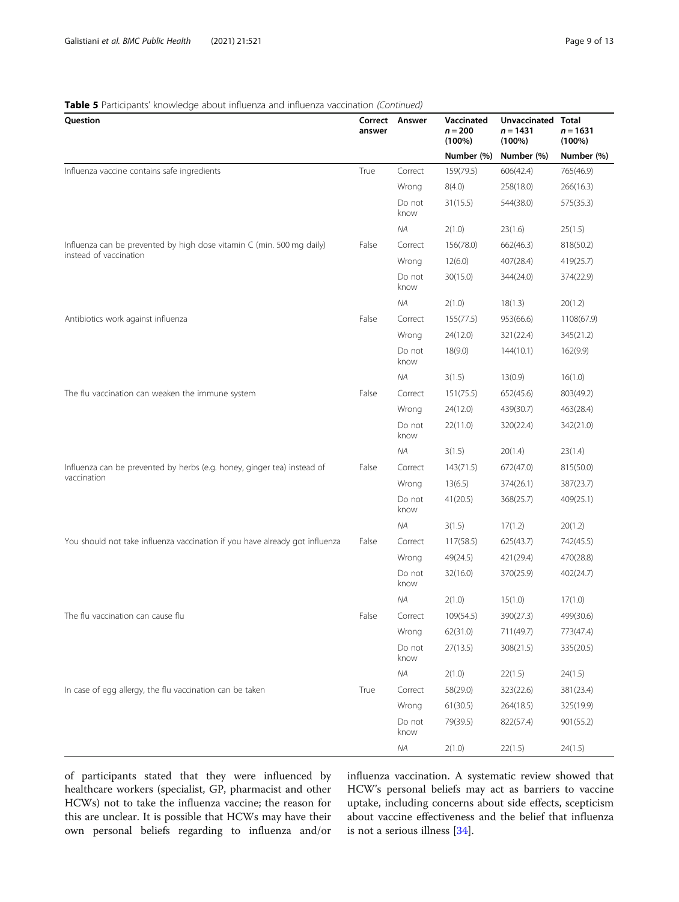**Table 5** Participants' knowledge about influenza and influenza vaccination *(Continued)*

| Question | Correct answer | Answer | Vaccinated $n = 200$ (100%) | Unvaccinated $n = 1431$ (100%) | Total $n = 1631$ (100%) |
|---|---|---|---|---|---|
| | | | Number (%) | Number (%) | Number (%) |
| Influenza vaccine contains safe ingredients | True | Correct | 159(79.5) | 606(42.4) | 765(46.9) |
| | | Wrong | 8(4.0) | 258(18.0) | 266(16.3) |
| | | Do not know | 31(15.5) | 544(38.0) | 575(35.3) |
| | | NA | 2(1.0) | 23(1.6) | 25(1.5) |
| Influenza can be prevented by high dose vitamin C (min. 500 mg daily) instead of vaccination | False | Correct | 156(78.0) | 662(46.3) | 818(50.2) |
| | | Wrong | 12(6.0) | 407(28.4) | 419(25.7) |
| | | Do not know | 30(15.0) | 344(24.0) | 374(22.9) |
| | | NA | 2(1.0) | 18(1.3) | 20(1.2) |
| Antibiotics work against influenza | False | Correct | 155(77.5) | 953(66.6) | 1108(67.9) |
| | | Wrong | 24(12.0) | 321(22.4) | 345(21.2) |
| | | Do not know | 18(9.0) | 144(10.1) | 162(9.9) |
| | | NA | 3(1.5) | 13(0.9) | 16(1.0) |
| The flu vaccination can weaken the immune system | False | Correct | 151(75.5) | 652(45.6) | 803(49.2) |
| | | Wrong | 24(12.0) | 439(30.7) | 463(28.4) |
| | | Do not know | 22(11.0) | 320(22.4) | 342(21.0) |
| | | NA | 3(1.5) | 20(1.4) | 23(1.4) |
| Influenza can be prevented by herbs (e.g. honey, ginger tea) instead of vaccination | False | Correct | 143(71.5) | 672(47.0) | 815(50.0) |
| | | Wrong | 13(6.5) | 374(26.1) | 387(23.7) |
| | | Do not know | 41(20.5) | 368(25.7) | 409(25.1) |
| | | NA | 3(1.5) | 17(1.2) | 20(1.2) |
| You should not take influenza vaccination if you have already got influenza | False | Correct | 117(58.5) | 625(43.7) | 742(45.5) |
| | | Wrong | 49(24.5) | 421(29.4) | 470(28.8) |
| | | Do not know | 32(16.0) | 370(25.9) | 402(24.7) |
| | | NA | 2(1.0) | 15(1.0) | 17(1.0) |
| The flu vaccination can cause flu | False | Correct | 109(54.5) | 390(27.3) | 499(30.6) |
| | | Wrong | 62(31.0) | 711(49.7) | 773(47.4) |
| | | Do not know | 27(13.5) | 308(21.5) | 335(20.5) |
| | | NA | 2(1.0) | 22(1.5) | 24(1.5) |
| In case of egg allergy, the flu vaccination can be taken | True | Correct | 58(29.0) | 323(22.6) | 381(23.4) |
| | | Wrong | 61(30.5) | 264(18.5) | 325(19.9) |
| | | Do not know | 79(39.5) | 822(57.4) | 901(55.2) |
| | | NA | 2(1.0) | 22(1.5) | 24(1.5) |

of participants stated that they were influenced by healthcare workers (specialist, GP, pharmacist and other HCWs) not to take the influenza vaccine; the reason for this are unclear. It is possible that HCWs may have their own personal beliefs regarding to influenza and/or influenza vaccination. A systematic review showed that HCW's personal beliefs may act as barriers to vaccine uptake, including concerns about side effects, scepticism about vaccine effectiveness and the belief that influenza is not a serious illness [34].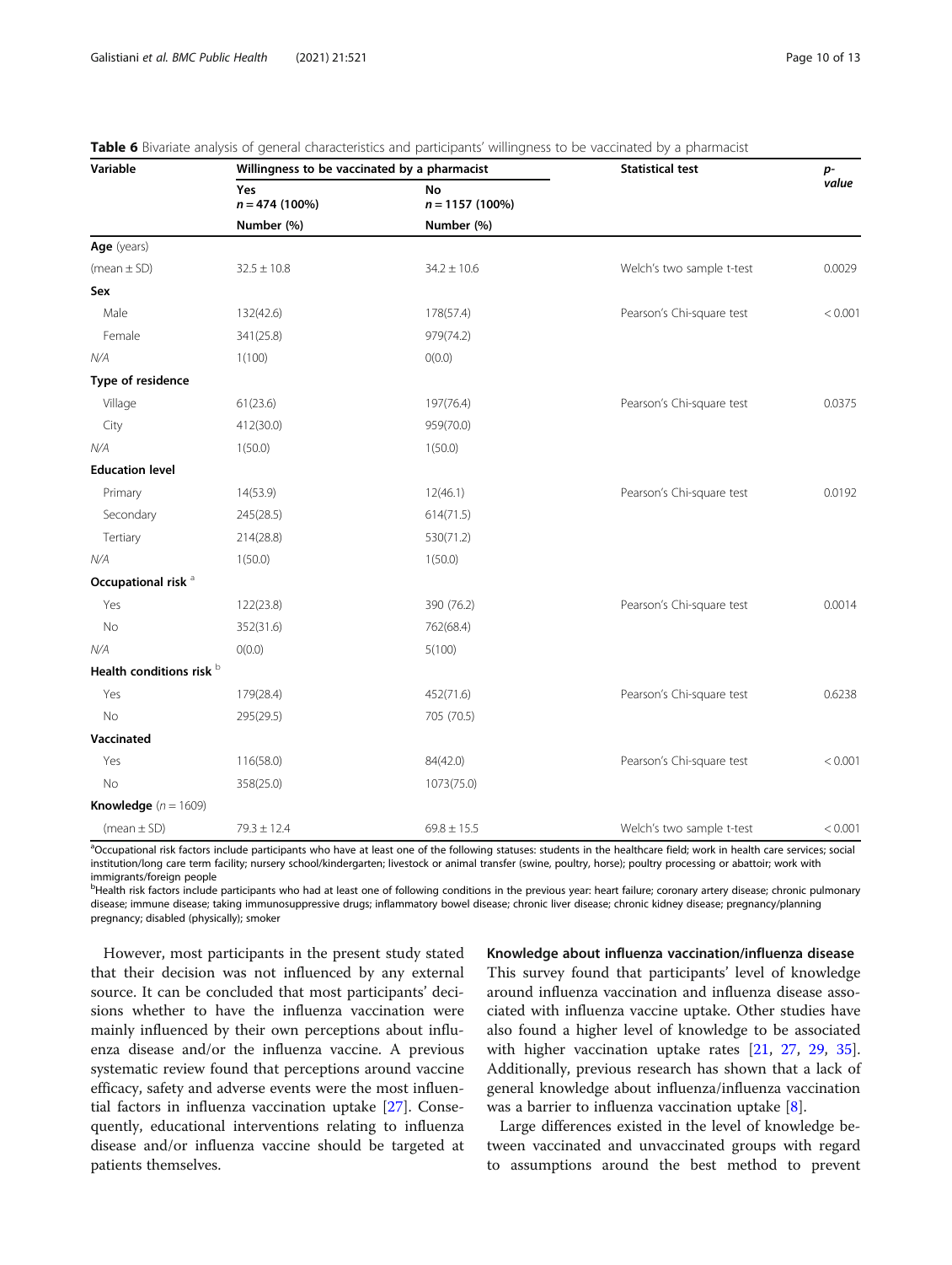**Table 6** Bivariate analysis of general characteristics and participants' willingness to be vaccinated by a pharmacist

| Variable | Willingness to be vaccinated by a pharmacist | | Statistical test | *p*-value |
|---|---|---|---|---|
| | Yes $n = 474$ (100%) | No $n = 1157$ (100%) | | |
| | Number (%) | Number (%) | | |
| **Age** (years) | | | | |
| (mean ± SD) | 32.5 ± 10.8 | 34.2 ± 10.6 | Welch's two sample t-test | 0.0029 |
| **Sex** | | | | |
| Male | 132(42.6) | 178(57.4) | Pearson's Chi-square test | < 0.001 |
| Female | 341(25.8) | 979(74.2) | | |
| *N/A* | 1(100) | 0(0.0) | | |
| **Type of residence** | | | | |
| Village | 61(23.6) | 197(76.4) | Pearson's Chi-square test | 0.0375 |
| City | 412(30.0) | 959(70.0) | | |
| *N/A* | 1(50.0) | 1(50.0) | | |
| **Education level** | | | | |
| Primary | 14(53.9) | 12(46.1) | Pearson's Chi-square test | 0.0192 |
| Secondary | 245(28.5) | 614(71.5) | | |
| Tertiary | 214(28.8) | 530(71.2) | | |
| *N/A* | 1(50.0) | 1(50.0) | | |
| **Occupational risk** [a] | | | | |
| Yes | 122(23.8) | 390 (76.2) | Pearson's Chi-square test | 0.0014 |
| No | 352(31.6) | 762(68.4) | | |
| *N/A* | 0(0.0) | 5(100) | | |
| **Health conditions risk** [b] | | | | |
| Yes | 179(28.4) | 452(71.6) | Pearson's Chi-square test | 0.6238 |
| No | 295(29.5) | 705 (70.5) | | |
| **Vaccinated** | | | | |
| Yes | 116(58.0) | 84(42.0) | Pearson's Chi-square test | < 0.001 |
| No | 358(25.0) | 1073(75.0) | | |
| **Knowledge** ($n = 1609$) | | | | |
| (mean ± SD) | 79.3 ± 12.4 | 69.8 ± 15.5 | Welch's two sample t-test | < 0.001 |

[a]Occupational risk factors include participants who have at least one of the following statuses: students in the healthcare field; work in health care services; social institution/long care term facility; nursery school/kindergarten; livestock or animal transfer (swine, poultry, horse); poultry processing or abattoir; work with immigrants/foreign people

[b]Health risk factors include participants who had at least one of following conditions in the previous year: heart failure; coronary artery disease; chronic pulmonary disease; immune disease; taking immunosuppressive drugs; inflammatory bowel disease; chronic liver disease; chronic kidney disease; pregnancy/planning pregnancy; disabled (physically); smoker

However, most participants in the present study stated that their decision was not influenced by any external source. It can be concluded that most participants' decisions whether to have the influenza vaccination were mainly influenced by their own perceptions about influenza disease and/or the influenza vaccine. A previous systematic review found that perceptions around vaccine efficacy, safety and adverse events were the most influential factors in influenza vaccination uptake [27]. Consequently, educational interventions relating to influenza disease and/or influenza vaccine should be targeted at patients themselves.

#### Knowledge about influenza vaccination/influenza disease

This survey found that participants' level of knowledge around influenza vaccination and influenza disease associated with influenza vaccine uptake. Other studies have also found a higher level of knowledge to be associated with higher vaccination uptake rates [21, 27, 29, 35]. Additionally, previous research has shown that a lack of general knowledge about influenza/influenza vaccination was a barrier to influenza vaccination uptake [8].

Large differences existed in the level of knowledge between vaccinated and unvaccinated groups with regard to assumptions around the best method to prevent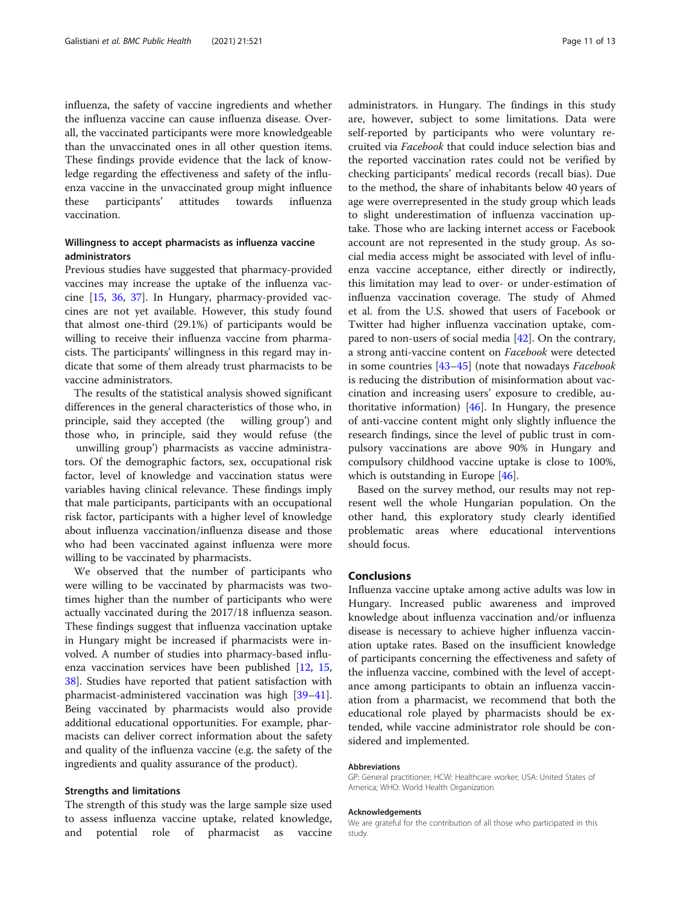influenza, the safety of vaccine ingredients and whether the influenza vaccine can cause influenza disease. Overall, the vaccinated participants were more knowledgeable than the unvaccinated ones in all other question items. These findings provide evidence that the lack of knowledge regarding the effectiveness and safety of the influenza vaccine in the unvaccinated group might influence these participants' attitudes towards influenza vaccination.

### Willingness to accept pharmacists as influenza vaccine administrators

Previous studies have suggested that pharmacy-provided vaccines may increase the uptake of the influenza vaccine [15, 36, 37]. In Hungary, pharmacy-provided vaccines are not yet available. However, this study found that almost one-third (29.1%) of participants would be willing to receive their influenza vaccine from pharmacists. The participants' willingness in this regard may indicate that some of them already trust pharmacists to be vaccine administrators.

The results of the statistical analysis showed significant differences in the general characteristics of those who, in principle, said they accepted (the willing group') and those who, in principle, said they would refuse (the unwilling group') pharmacists as vaccine administrators. Of the demographic factors, sex, occupational risk factor, level of knowledge and vaccination status were variables having clinical relevance. These findings imply that male participants, participants with an occupational risk factor, participants with a higher level of knowledge about influenza vaccination/influenza disease and those who had been vaccinated against influenza were more willing to be vaccinated by pharmacists.

We observed that the number of participants who were willing to be vaccinated by pharmacists was two-times higher than the number of participants who were actually vaccinated during the 2017/18 influenza season. These findings suggest that influenza vaccination uptake in Hungary might be increased if pharmacists were involved. A number of studies into pharmacy-based influenza vaccination services have been published [12, 15, 38]. Studies have reported that patient satisfaction with pharmacist-administered vaccination was high [39–41]. Being vaccinated by pharmacists would also provide additional educational opportunities. For example, pharmacists can deliver correct information about the safety and quality of the influenza vaccine (e.g. the safety of the ingredients and quality assurance of the product).

### Strengths and limitations

The strength of this study was the large sample size used to assess influenza vaccine uptake, related knowledge, and potential role of pharmacist as vaccine administrators. in Hungary. The findings in this study are, however, subject to some limitations. Data were self-reported by participants who were voluntary recruited via *Facebook* that could induce selection bias and the reported vaccination rates could not be verified by checking participants' medical records (recall bias). Due to the method, the share of inhabitants below 40 years of age were overrepresented in the study group which leads to slight underestimation of influenza vaccination uptake. Those who are lacking internet access or Facebook account are not represented in the study group. As social media access might be associated with level of influenza vaccine acceptance, either directly or indirectly, this limitation may lead to over- or under-estimation of influenza vaccination coverage. The study of Ahmed et al. from the U.S. showed that users of Facebook or Twitter had higher influenza vaccination uptake, compared to non-users of social media [42]. On the contrary, a strong anti-vaccine content on *Facebook* were detected in some countries [43–45] (note that nowadays *Facebook* is reducing the distribution of misinformation about vaccination and increasing users' exposure to credible, authoritative information) [46]. In Hungary, the presence of anti-vaccine content might only slightly influence the research findings, since the level of public trust in compulsory vaccinations are above 90% in Hungary and compulsory childhood vaccine uptake is close to 100%, which is outstanding in Europe [46].

Based on the survey method, our results may not represent well the whole Hungarian population. On the other hand, this exploratory study clearly identified problematic areas where educational interventions should focus.

## Conclusions

Influenza vaccine uptake among active adults was low in Hungary. Increased public awareness and improved knowledge about influenza vaccination and/or influenza disease is necessary to achieve higher influenza vaccination uptake rates. Based on the insufficient knowledge of participants concerning the effectiveness and safety of the influenza vaccine, combined with the level of acceptance among participants to obtain an influenza vaccination from a pharmacist, we recommend that both the educational role played by pharmacists should be extended, while vaccine administrator role should be considered and implemented.

#### Abbreviations

GP: General practitioner; HCW: Healthcare worker; USA: United States of America; WHO: World Health Organization

#### Acknowledgements

We are grateful for the contribution of all those who participated in this study.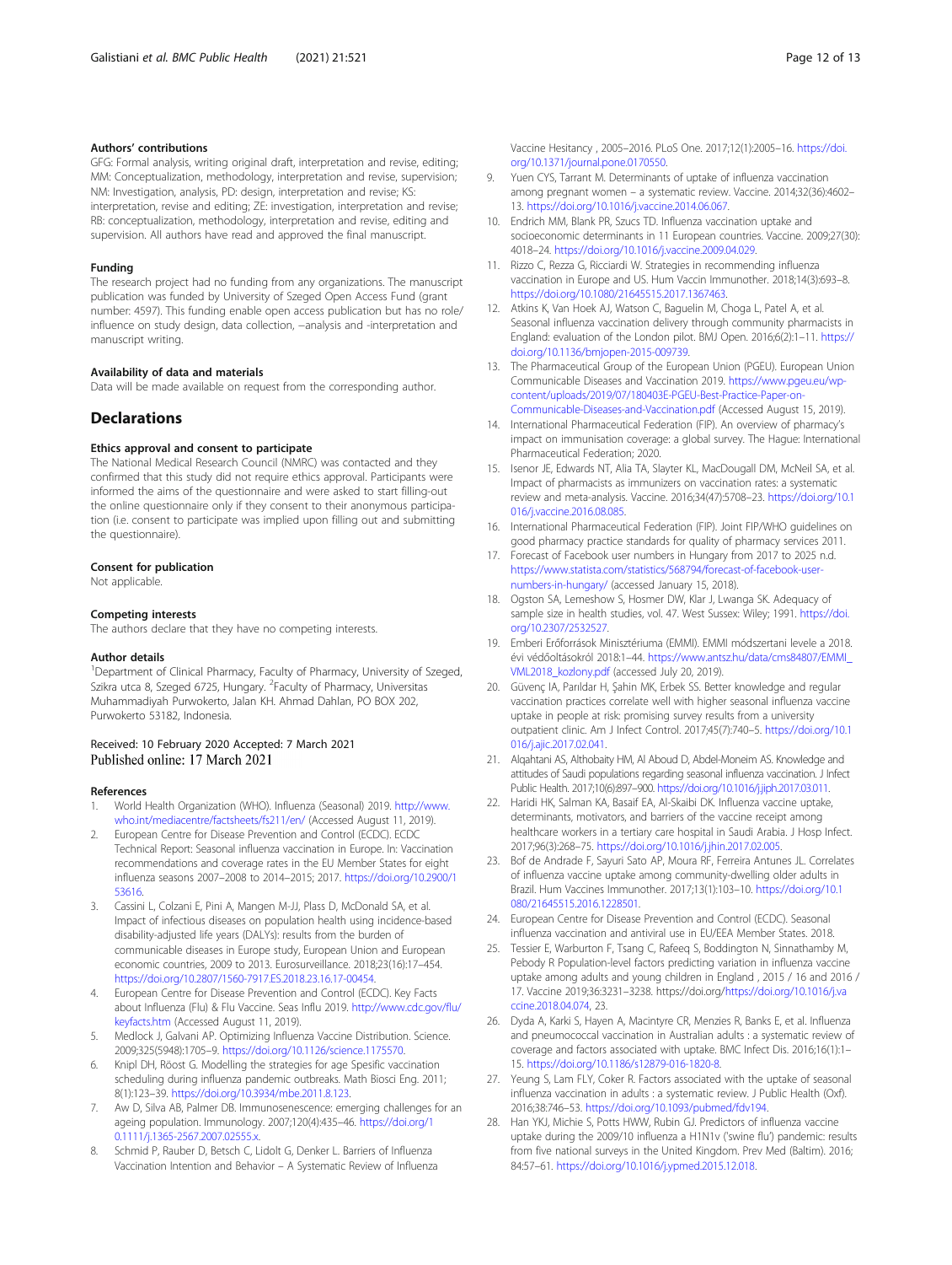### Authors' contributions

GFG: Formal analysis, writing original draft, interpretation and revise, editing; MM: Conceptualization, methodology, interpretation and revise, supervision; NM: Investigation, analysis, PD: design, interpretation and revise; KS: interpretation, revise and editing; ZE: investigation, interpretation and revise; RB: conceptualization, methodology, interpretation and revise, editing and supervision. All authors have read and approved the final manuscript.

### Funding

The research project had no funding from any organizations. The manuscript publication was funded by University of Szeged Open Access Fund (grant number: 4597). This funding enable open access publication but has no role/ influence on study design, data collection, −analysis and -interpretation and manuscript writing.

### Availability of data and materials

Data will be made available on request from the corresponding author.

## Declarations

### Ethics approval and consent to participate

The National Medical Research Council (NMRC) was contacted and they confirmed that this study did not require ethics approval. Participants were informed the aims of the questionnaire and were asked to start filling-out the online questionnaire only if they consent to their anonymous participation (i.e. consent to participate was implied upon filling out and submitting the questionnaire).

### Consent for publication

Not applicable.

### Competing interests

The authors declare that they have no competing interests.

### Author details

[1]Department of Clinical Pharmacy, Faculty of Pharmacy, University of Szeged, Szikra utca 8, Szeged 6725, Hungary. [2]Faculty of Pharmacy, Universitas Muhammadiyah Purwokerto, Jalan KH. Ahmad Dahlan, PO BOX 202, Purwokerto 53182, Indonesia.

Received: 10 February 2020 Accepted: 7 March 2021
Published online: 17 March 2021

### References

1. World Health Organization (WHO). Influenza (Seasonal) 2019. http://www.who.int/mediacentre/factsheets/fs211/en/ (Accessed August 11, 2019).
2. European Centre for Disease Prevention and Control (ECDC). ECDC Technical Report: Seasonal influenza vaccination in Europe. In: Vaccination recommendations and coverage rates in the EU Member States for eight influenza seasons 2007–2008 to 2014–2015; 2017. https://doi.org/10.2900/153616.
3. Cassini L, Colzani E, Pini A, Mangen M-JJ, Plass D, McDonald SA, et al. Impact of infectious diseases on population health using incidence-based disability-adjusted life years (DALYs): results from the burden of communicable diseases in Europe study, European Union and European economic countries, 2009 to 2013. Eurosurveillance. 2018;23(16):17–454. https://doi.org/10.2807/1560-7917.ES.2018.23.16.17-00454.
4. European Centre for Disease Prevention and Control (ECDC). Key Facts about Influenza (Flu) & Flu Vaccine. Seas Influ 2019. http://www.cdc.gov/flu/keyfacts.htm (Accessed August 11, 2019).
5. Medlock J, Galvani AP. Optimizing Influenza Vaccine Distribution. Science. 2009;325(5948):1705–9. https://doi.org/10.1126/science.1175570.
6. Knipl DH, Röost G. Modelling the strategies for age Spesific vaccination scheduling during influenza pandemic outbreaks. Math Biosci Eng. 2011; 8(1):123–39. https://doi.org/10.3934/mbe.2011.8.123.
7. Aw D, Silva AB, Palmer DB. Immunosenescence: emerging challenges for an ageing population. Immunology. 2007;120(4):435–46. https://doi.org/10.1111/j.1365-2567.2007.02555.x.
8. Schmid P, Rauber D, Betsch C, Lidolt G, Denker L. Barriers of Influenza Vaccination Intention and Behavior – A Systematic Review of Influenza Vaccine Hesitancy , 2005–2016. PLoS One. 2017;12(1):2005–16. https://doi.org/10.1371/journal.pone.0170550.
9. Yuen CYS, Tarrant M. Determinants of uptake of influenza vaccination among pregnant women – a systematic review. Vaccine. 2014;32(36):4602–13. https://doi.org/10.1016/j.vaccine.2014.06.067.
10. Endrich MM, Blank PR, Szucs TD. Influenza vaccination uptake and socioeconomic determinants in 11 European countries. Vaccine. 2009;27(30): 4018–24. https://doi.org/10.1016/j.vaccine.2009.04.029.
11. Rizzo C, Rezza G, Ricciardi W. Strategies in recommending influenza vaccination in Europe and US. Hum Vaccin Immunother. 2018;14(3):693–8. https://doi.org/10.1080/21645515.2017.1367463.
12. Atkins K, Van Hoek AJ, Watson C, Baguelin M, Choga L, Patel A, et al. Seasonal influenza vaccination delivery through community pharmacists in England: evaluation of the London pilot. BMJ Open. 2016;6(2):1–11. https://doi.org/10.1136/bmjopen-2015-009739.
13. The Pharmaceutical Group of the European Union (PGEU). European Union Communicable Diseases and Vaccination 2019. https://www.pgeu.eu/wp-content/uploads/2019/07/180403E-PGEU-Best-Practice-Paper-on-Communicable-Diseases-and-Vaccination.pdf (Accessed August 15, 2019).
14. International Pharmaceutical Federation (FIP). An overview of pharmacy's impact on immunisation coverage: a global survey. The Hague: International Pharmaceutical Federation; 2020.
15. Isenor JE, Edwards NT, Alia TA, Slayter KL, MacDougall DM, McNeil SA, et al. Impact of pharmacists as immunizers on vaccination rates: a systematic review and meta-analysis. Vaccine. 2016;34(47):5708–23. https://doi.org/10.1016/j.vaccine.2016.08.085.
16. International Pharmaceutical Federation (FIP). Joint FIP/WHO guidelines on good pharmacy practice standards for quality of pharmacy services 2011.
17. Forecast of Facebook user numbers in Hungary from 2017 to 2025 n.d. https://www.statista.com/statistics/568794/forecast-of-facebook-user-numbers-in-hungary/ (accessed January 15, 2018).
18. Ogston SA, Lemeshow S, Hosmer DW, Klar J, Lwanga SK. Adequacy of sample size in health studies, vol. 47. West Sussex: Wiley; 1991. https://doi.org/10.2307/2532527.
19. Emberi Erőforrások Minisztériuma (EMMI). EMMI módszertani levele a 2018. évi védőoltásokról 2018:1–44. https://www.antsz.hu/data/cms84807/EMMI_VML2018_kozlony.pdf (accessed July 20, 2019).
20. Güvenç IA, Parıldar H, Şahin MK, Erbek SS. Better knowledge and regular vaccination practices correlate well with higher seasonal influenza vaccine uptake in people at risk: promising survey results from a university outpatient clinic. Am J Infect Control. 2017;45(7):740–5. https://doi.org/10.1016/j.ajic.2017.02.041.
21. Alqahtani AS, Althobaity HM, Al Aboud D, Abdel-Moneim AS. Knowledge and attitudes of Saudi populations regarding seasonal influenza vaccination. J Infect Public Health. 2017;10(6):897–900. https://doi.org/10.1016/j.jiph.2017.03.011.
22. Haridi HK, Salman KA, Basaif EA, Al-Skaibi DK. Influenza vaccine uptake, determinants, motivators, and barriers of the vaccine receipt among healthcare workers in a tertiary care hospital in Saudi Arabia. J Hosp Infect. 2017;96(3):268–75. https://doi.org/10.1016/j.jhin.2017.02.005.
23. Bof de Andrade F, Sayuri Sato AP, Moura RF, Ferreira Antunes JL. Correlates of influenza vaccine uptake among community-dwelling older adults in Brazil. Hum Vaccines Immunother. 2017;13(1):103–10. https://doi.org/10.1080/21645515.2016.1228501.
24. European Centre for Disease Prevention and Control (ECDC). Seasonal influenza vaccination and antiviral use in EU/EEA Member States. 2018.
25. Tessier E, Warburton F, Tsang C, Rafeeq S, Boddington N, Sinnathamby M, Pebody R Population-level factors predicting variation in influenza vaccine uptake among adults and young children in England , 2015 / 16 and 2016 / 17. Vaccine 2019;36:3231–3238. https://doi.org/https://doi.org/10.1016/j.vaccine.2018.04.074, 23.
26. Dyda A, Karki S, Hayen A, Macintyre CR, Menzies R, Banks E, et al. Influenza and pneumococcal vaccination in Australian adults : a systematic review of coverage and factors associated with uptake. BMC Infect Dis. 2016;16(1):1–15. https://doi.org/10.1186/s12879-016-1820-8.
27. Yeung S, Lam FLY, Coker R. Factors associated with the uptake of seasonal influenza vaccination in adults : a systematic review. J Public Health (Oxf). 2016;38:746–53. https://doi.org/10.1093/pubmed/fdv194.
28. Han YKJ, Michie S, Potts HWW, Rubin GJ. Predictors of influenza vaccine uptake during the 2009/10 influenza a H1N1v ('swine flu') pandemic: results from five national surveys in the United Kingdom. Prev Med (Baltim). 2016; 84:57–61. https://doi.org/10.1016/j.ypmed.2015.12.018.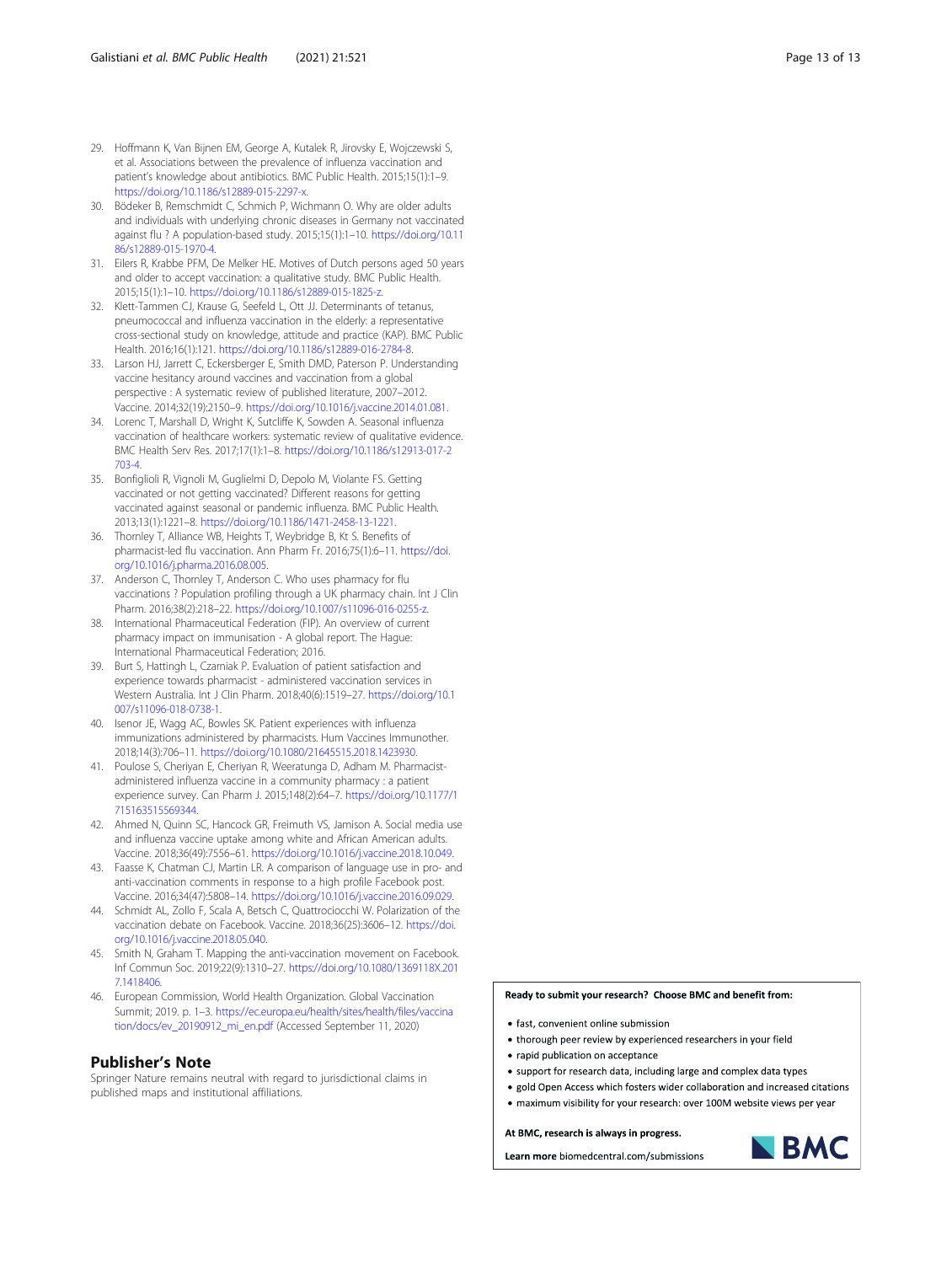29. Hoffmann K, Van Bijnen EM, George A, Kutalek R, Jirovsky E, Wojczewski S, et al. Associations between the prevalence of influenza vaccination and patient's knowledge about antibiotics. BMC Public Health. 2015;15(1):1–9. https://doi.org/10.1186/s12889-015-2297-x.
30. Bödeker B, Remschmidt C, Schmich P, Wichmann O. Why are older adults and individuals with underlying chronic diseases in Germany not vaccinated against flu ? A population-based study. 2015;15(1):1–10. https://doi.org/10.1186/s12889-015-1970-4.
31. Eilers R, Krabbe PFM, De Melker HE. Motives of Dutch persons aged 50 years and older to accept vaccination: a qualitative study. BMC Public Health. 2015;15(1):1–10. https://doi.org/10.1186/s12889-015-1825-z.
32. Klett-Tammen CJ, Krause G, Seefeld L, Ott JJ. Determinants of tetanus, pneumococcal and influenza vaccination in the elderly: a representative cross-sectional study on knowledge, attitude and practice (KAP). BMC Public Health. 2016;16(1):121. https://doi.org/10.1186/s12889-016-2784-8.
33. Larson HJ, Jarrett C, Eckersberger E, Smith DMD, Paterson P. Understanding vaccine hesitancy around vaccines and vaccination from a global perspective : A systematic review of published literature, 2007–2012. Vaccine. 2014;32(19):2150–9. https://doi.org/10.1016/j.vaccine.2014.01.081.
34. Lorenc T, Marshall D, Wright K, Sutcliffe K, Sowden A. Seasonal influenza vaccination of healthcare workers: systematic review of qualitative evidence. BMC Health Serv Res. 2017;17(1):1–8. https://doi.org/10.1186/s12913-017-2703-4.
35. Bonfiglioli R, Vignoli M, Guglielmi D, Depolo M, Violante FS. Getting vaccinated or not getting vaccinated? Different reasons for getting vaccinated against seasonal or pandemic influenza. BMC Public Health. 2013;13(1):1221–8. https://doi.org/10.1186/1471-2458-13-1221.
36. Thornley T, Alliance WB, Heights T, Weybridge B, Kt S. Benefits of pharmacist-led flu vaccination. Ann Pharm Fr. 2016;75(1):6–11. https://doi.org/10.1016/j.pharma.2016.08.005.
37. Anderson C, Thornley T, Anderson C. Who uses pharmacy for flu vaccinations ? Population profiling through a UK pharmacy chain. Int J Clin Pharm. 2016;38(2):218–22. https://doi.org/10.1007/s11096-016-0255-z.
38. International Pharmaceutical Federation (FIP). An overview of current pharmacy impact on immunisation - A global report. The Hague: International Pharmaceutical Federation; 2016.
39. Burt S, Hattingh L, Czarniak P. Evaluation of patient satisfaction and experience towards pharmacist - administered vaccination services in Western Australia. Int J Clin Pharm. 2018;40(6):1519–27. https://doi.org/10.1007/s11096-018-0738-1.
40. Isenor JE, Wagg AC, Bowles SK. Patient experiences with influenza immunizations administered by pharmacists. Hum Vaccines Immunother. 2018;14(3):706–11. https://doi.org/10.1080/21645515.2018.1423930.
41. Poulose S, Cheriyan E, Cheriyan R, Weeratunga D, Adham M. Pharmacist-administered influenza vaccine in a community pharmacy : a patient experience survey. Can Pharm J. 2015;148(2):64–7. https://doi.org/10.1177/1715163515569344.
42. Ahmed N, Quinn SC, Hancock GR, Freimuth VS, Jamison A. Social media use and influenza vaccine uptake among white and African American adults. Vaccine. 2018;36(49):7556–61. https://doi.org/10.1016/j.vaccine.2018.10.049.
43. Faasse K, Chatman CJ, Martin LR. A comparison of language use in pro- and anti-vaccination comments in response to a high profile Facebook post. Vaccine. 2016;34(47):5808–14. https://doi.org/10.1016/j.vaccine.2016.09.029.
44. Schmidt AL, Zollo F, Scala A, Betsch C, Quattrociocchi W. Polarization of the vaccination debate on Facebook. Vaccine. 2018;36(25):3606–12. https://doi.org/10.1016/j.vaccine.2018.05.040.
45. Smith N, Graham T. Mapping the anti-vaccination movement on Facebook. Inf Commun Soc. 2019;22(9):1310–27. https://doi.org/10.1080/1369118X.2017.1418406.
46. European Commission, World Health Organization. Global Vaccination Summit; 2019. p. 1–3. https://ec.europa.eu/health/sites/health/files/vaccination/docs/ev_20190912_mi_en.pdf (Accessed September 11, 2020)

## Publisher's Note

Springer Nature remains neutral with regard to jurisdictional claims in published maps and institutional affiliations.

**Ready to submit your research? Choose BMC and benefit from:**

- fast, convenient online submission
- thorough peer review by experienced researchers in your field
- rapid publication on acceptance
- support for research data, including large and complex data types
- gold Open Access which fosters wider collaboration and increased citations
- maximum visibility for your research: over 100M website views per year

**At BMC, research is always in progress.**

**Learn more** biomedcentral.com/submissions

BMC